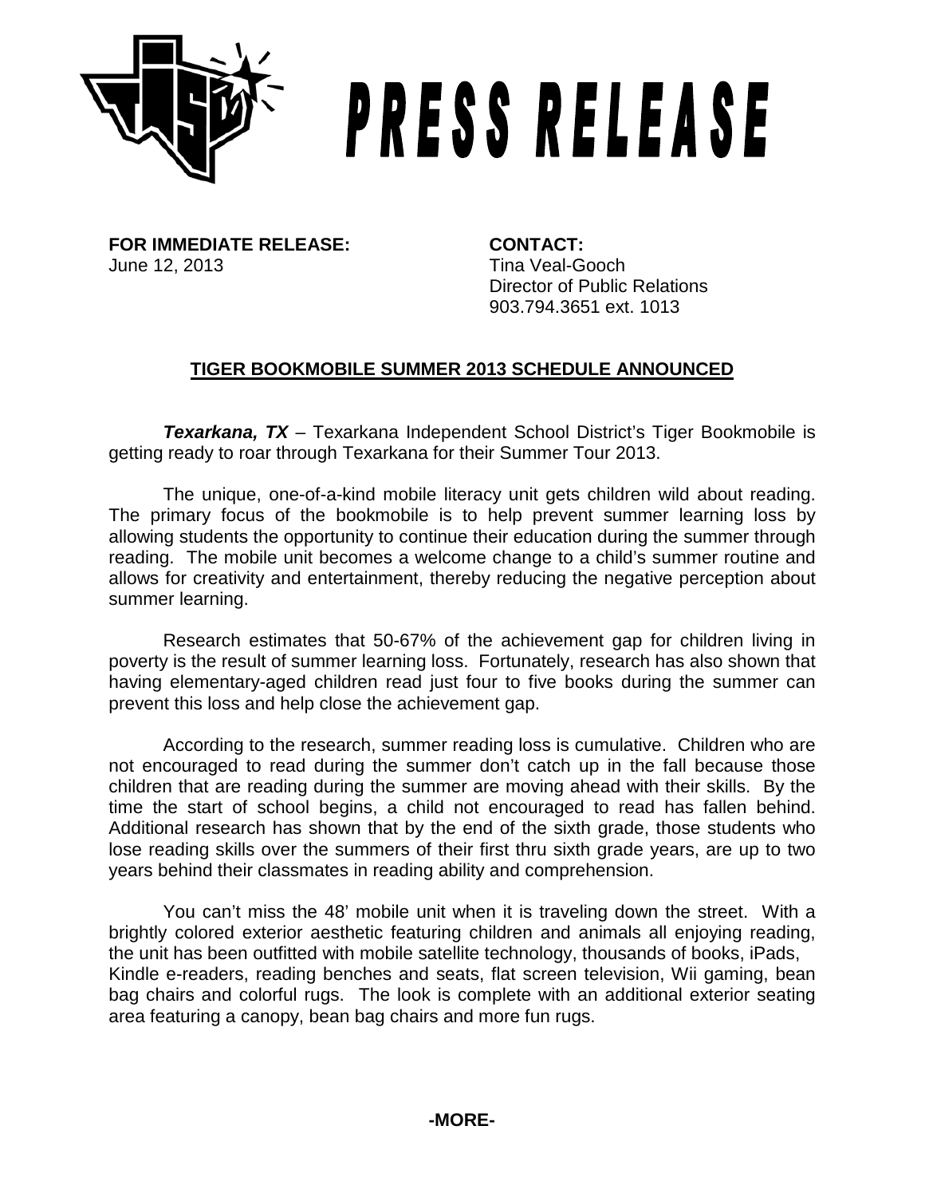# PRESS RELEASE

**FOR IMMEDIATE RELEASE:**
June 12, 2013

**CONTACT:**
Tina Veal-Gooch
Director of Public Relations
903.794.3651 ext. 1013

## TIGER BOOKMOBILE SUMMER 2013 SCHEDULE ANNOUNCED

***Texarkana, TX*** – Texarkana Independent School District's Tiger Bookmobile is getting ready to roar through Texarkana for their Summer Tour 2013.

The unique, one-of-a-kind mobile literacy unit gets children wild about reading. The primary focus of the bookmobile is to help prevent summer learning loss by allowing students the opportunity to continue their education during the summer through reading. The mobile unit becomes a welcome change to a child's summer routine and allows for creativity and entertainment, thereby reducing the negative perception about summer learning.

Research estimates that 50-67% of the achievement gap for children living in poverty is the result of summer learning loss. Fortunately, research has also shown that having elementary-aged children read just four to five books during the summer can prevent this loss and help close the achievement gap.

According to the research, summer reading loss is cumulative. Children who are not encouraged to read during the summer don't catch up in the fall because those children that are reading during the summer are moving ahead with their skills. By the time the start of school begins, a child not encouraged to read has fallen behind. Additional research has shown that by the end of the sixth grade, those students who lose reading skills over the summers of their first thru sixth grade years, are up to two years behind their classmates in reading ability and comprehension.

You can't miss the 48' mobile unit when it is traveling down the street. With a brightly colored exterior aesthetic featuring children and animals all enjoying reading, the unit has been outfitted with mobile satellite technology, thousands of books, iPads, Kindle e-readers, reading benches and seats, flat screen television, Wii gaming, bean bag chairs and colorful rugs. The look is complete with an additional exterior seating area featuring a canopy, bean bag chairs and more fun rugs.

**-MORE-**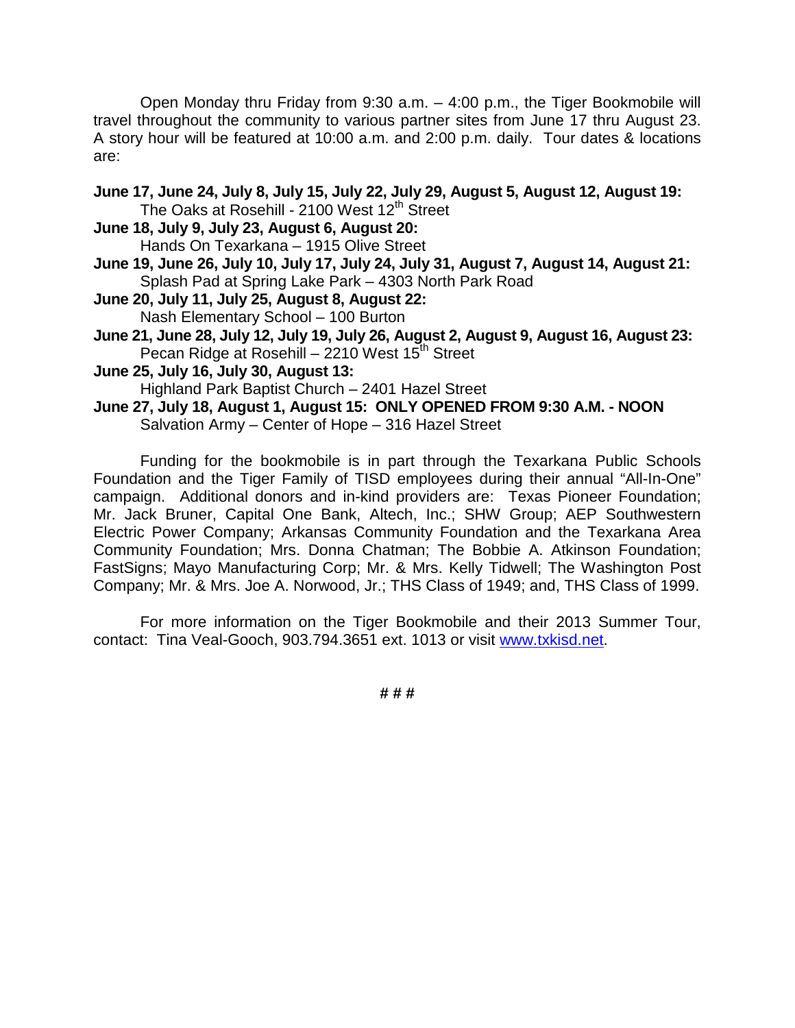Open Monday thru Friday from 9:30 a.m. – 4:00 p.m., the Tiger Bookmobile will travel throughout the community to various partner sites from June 17 thru August 23. A story hour will be featured at 10:00 a.m. and 2:00 p.m. daily. Tour dates & locations are:

**June 17, June 24, July 8, July 15, July 22, July 29, August 5, August 12, August 19:**
The Oaks at Rosehill - 2100 West 12th Street

**June 18, July 9, July 23, August 6, August 20:**
Hands On Texarkana – 1915 Olive Street

**June 19, June 26, July 10, July 17, July 24, July 31, August 7, August 14, August 21:**
Splash Pad at Spring Lake Park – 4303 North Park Road

**June 20, July 11, July 25, August 8, August 22:**
Nash Elementary School – 100 Burton

**June 21, June 28, July 12, July 19, July 26, August 2, August 9, August 16, August 23:**
Pecan Ridge at Rosehill – 2210 West 15th Street

**June 25, July 16, July 30, August 13:**
Highland Park Baptist Church – 2401 Hazel Street

**June 27, July 18, August 1, August 15: ONLY OPENED FROM 9:30 A.M. - NOON**
Salvation Army – Center of Hope – 316 Hazel Street

Funding for the bookmobile is in part through the Texarkana Public Schools Foundation and the Tiger Family of TISD employees during their annual "All-In-One" campaign. Additional donors and in-kind providers are: Texas Pioneer Foundation; Mr. Jack Bruner, Capital One Bank, Altech, Inc.; SHW Group; AEP Southwestern Electric Power Company; Arkansas Community Foundation and the Texarkana Area Community Foundation; Mrs. Donna Chatman; The Bobbie A. Atkinson Foundation; FastSigns; Mayo Manufacturing Corp; Mr. & Mrs. Kelly Tidwell; The Washington Post Company; Mr. & Mrs. Joe A. Norwood, Jr.; THS Class of 1949; and, THS Class of 1999.

For more information on the Tiger Bookmobile and their 2013 Summer Tour, contact: Tina Veal-Gooch, 903.794.3651 ext. 1013 or visit www.txkisd.net.

**# # #**